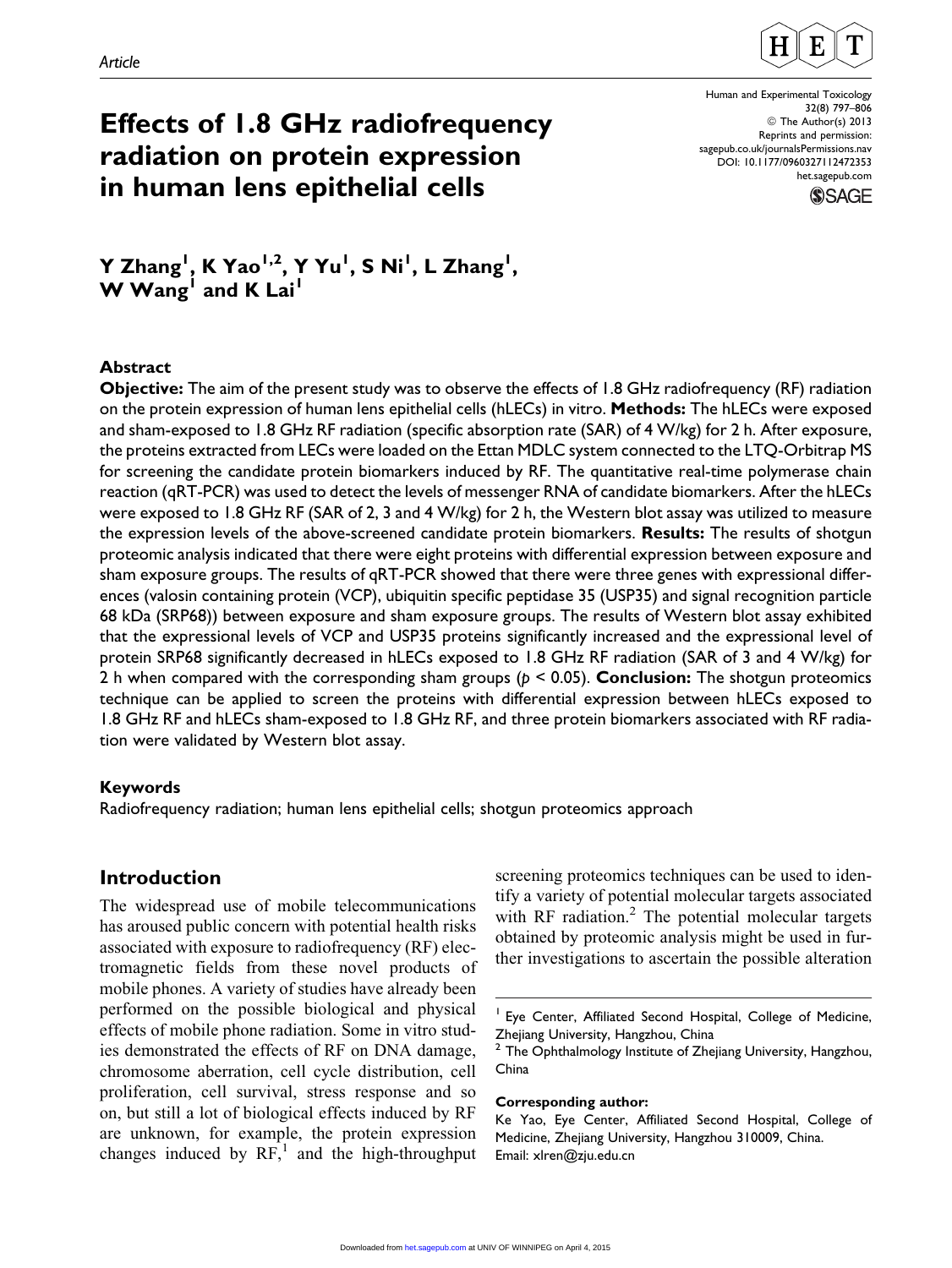*Article*

# Effects of 1.8 GHz radiofrequency radiation on protein expression in human lens epithelial cells

**Y Zhang[1], K Yao[1,2], Y Yu[1], S Ni[1], L Zhang[1], W Wang[1] and K Lai[1]**

## Abstract

**Objective:** The aim of the present study was to observe the effects of 1.8 GHz radiofrequency (RF) radiation on the protein expression of human lens epithelial cells (hLECs) in vitro. **Methods:** The hLECs were exposed and sham-exposed to 1.8 GHz RF radiation (specific absorption rate (SAR) of 4 W/kg) for 2 h. After exposure, the proteins extracted from LECs were loaded on the Ettan MDLC system connected to the LTQ-Orbitrap MS for screening the candidate protein biomarkers induced by RF. The quantitative real-time polymerase chain reaction (qRT-PCR) was used to detect the levels of messenger RNA of candidate biomarkers. After the hLECs were exposed to 1.8 GHz RF (SAR of 2, 3 and 4 W/kg) for 2 h, the Western blot assay was utilized to measure the expression levels of the above-screened candidate protein biomarkers. **Results:** The results of shotgun proteomic analysis indicated that there were eight proteins with differential expression between exposure and sham exposure groups. The results of qRT-PCR showed that there were three genes with expressional differences (valosin containing protein (VCP), ubiquitin specific peptidase 35 (USP35) and signal recognition particle 68 kDa (SRP68)) between exposure and sham exposure groups. The results of Western blot assay exhibited that the expressional levels of VCP and USP35 proteins significantly increased and the expressional level of protein SRP68 significantly decreased in hLECs exposed to 1.8 GHz RF radiation (SAR of 3 and 4 W/kg) for 2 h when compared with the corresponding sham groups ($p < 0.05$). **Conclusion:** The shotgun proteomics technique can be applied to screen the proteins with differential expression between hLECs exposed to 1.8 GHz RF and hLECs sham-exposed to 1.8 GHz RF, and three protein biomarkers associated with RF radiation were validated by Western blot assay.

### Keywords

Radiofrequency radiation; human lens epithelial cells; shotgun proteomics approach

## Introduction

The widespread use of mobile telecommunications has aroused public concern with potential health risks associated with exposure to radiofrequency (RF) electromagnetic fields from these novel products of mobile phones. A variety of studies have already been performed on the possible biological and physical effects of mobile phone radiation. Some in vitro studies demonstrated the effects of RF on DNA damage, chromosome aberration, cell cycle distribution, cell proliferation, cell survival, stress response and so on, but still a lot of biological effects induced by RF are unknown, for example, the protein expression changes induced by RF,[1] and the high-throughput screening proteomics techniques can be used to identify a variety of potential molecular targets associated with RF radiation.[2] The potential molecular targets obtained by proteomic analysis might be used in further investigations to ascertain the possible alteration

---

[1] Eye Center, Affiliated Second Hospital, College of Medicine, Zhejiang University, Hangzhou, China

[2] The Ophthalmology Institute of Zhejiang University, Hangzhou, China

**Corresponding author:**

Ke Yao, Eye Center, Affiliated Second Hospital, College of Medicine, Zhejiang University, Hangzhou 310009, China.
Email: xlren@zju.edu.cn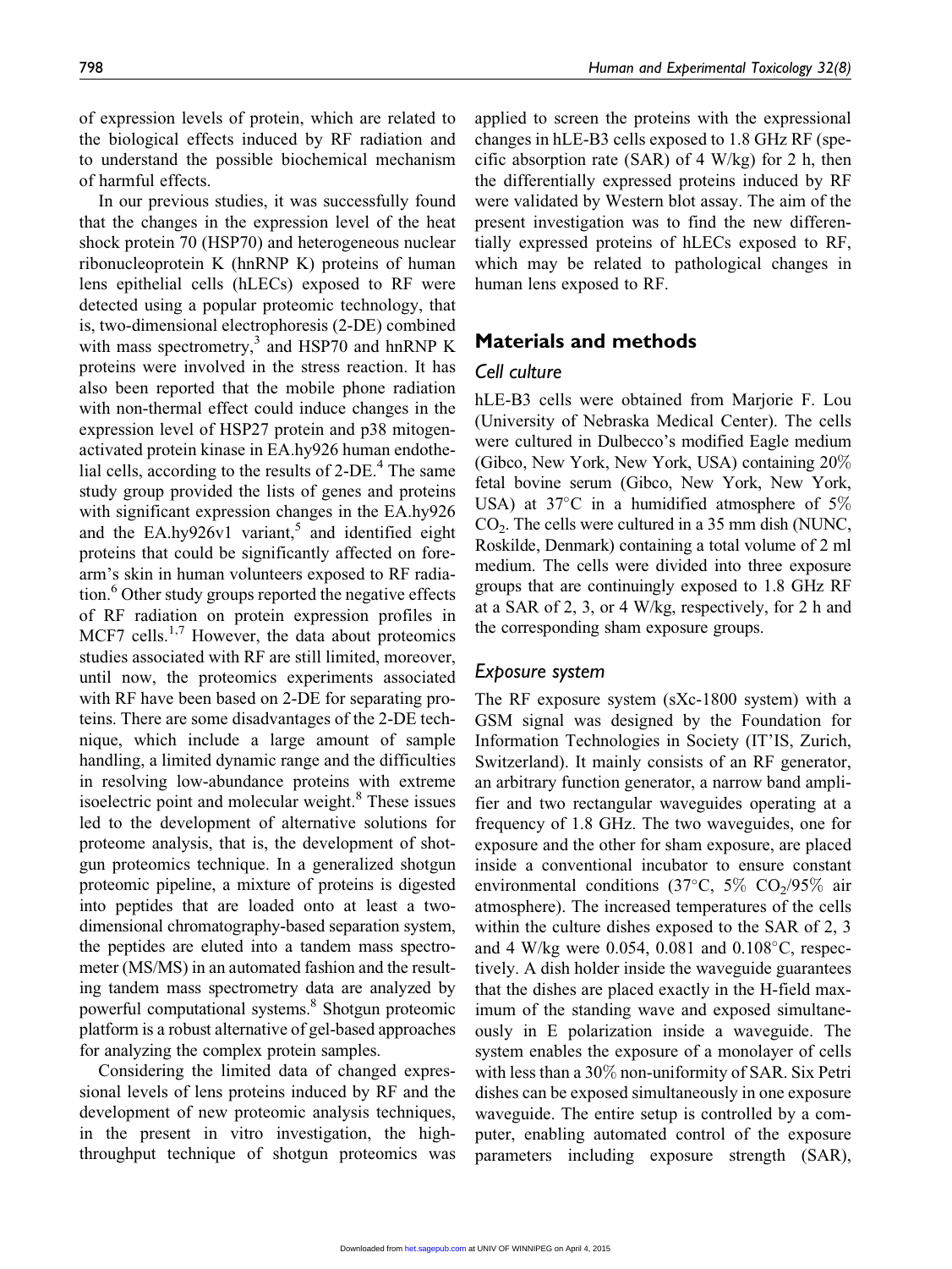of expression levels of protein, which are related to the biological effects induced by RF radiation and to understand the possible biochemical mechanism of harmful effects.

In our previous studies, it was successfully found that the changes in the expression level of the heat shock protein 70 (HSP70) and heterogeneous nuclear ribonucleoprotein K (hnRNP K) proteins of human lens epithelial cells (hLECs) exposed to RF were detected using a popular proteomic technology, that is, two-dimensional electrophoresis (2-DE) combined with mass spectrometry,[3] and HSP70 and hnRNP K proteins were involved in the stress reaction. It has also been reported that the mobile phone radiation with non-thermal effect could induce changes in the expression level of HSP27 protein and p38 mitogen-activated protein kinase in EA.hy926 human endothelial cells, according to the results of 2-DE.[4] The same study group provided the lists of genes and proteins with significant expression changes in the EA.hy926 and the EA.hy926v1 variant,[5] and identified eight proteins that could be significantly affected on forearm's skin in human volunteers exposed to RF radiation.[6] Other study groups reported the negative effects of RF radiation on protein expression profiles in MCF7 cells.[1,7] However, the data about proteomics studies associated with RF are still limited, moreover, until now, the proteomics experiments associated with RF have been based on 2-DE for separating proteins. There are some disadvantages of the 2-DE technique, which include a large amount of sample handling, a limited dynamic range and the difficulties in resolving low-abundance proteins with extreme isoelectric point and molecular weight.[8] These issues led to the development of alternative solutions for proteome analysis, that is, the development of shotgun proteomics technique. In a generalized shotgun proteomic pipeline, a mixture of proteins is digested into peptides that are loaded onto at least a two-dimensional chromatography-based separation system, the peptides are eluted into a tandem mass spectrometer (MS/MS) in an automated fashion and the resulting tandem mass spectrometry data are analyzed by powerful computational systems.[8] Shotgun proteomic platform is a robust alternative of gel-based approaches for analyzing the complex protein samples.

Considering the limited data of changed expressional levels of lens proteins induced by RF and the development of new proteomic analysis techniques, in the present in vitro investigation, the high-throughput technique of shotgun proteomics was applied to screen the proteins with the expressional changes in hLE-B3 cells exposed to 1.8 GHz RF (specific absorption rate (SAR) of 4 W/kg) for 2 h, then the differentially expressed proteins induced by RF were validated by Western blot assay. The aim of the present investigation was to find the new differentially expressed proteins of hLECs exposed to RF, which may be related to pathological changes in human lens exposed to RF.

## Materials and methods

### Cell culture

hLE-B3 cells were obtained from Marjorie F. Lou (University of Nebraska Medical Center). The cells were cultured in Dulbecco's modified Eagle medium (Gibco, New York, New York, USA) containing 20% fetal bovine serum (Gibco, New York, New York, USA) at 37°C in a humidified atmosphere of 5% $CO_2$. The cells were cultured in a 35 mm dish (NUNC, Roskilde, Denmark) containing a total volume of 2 ml medium. The cells were divided into three exposure groups that are continuingly exposed to 1.8 GHz RF at a SAR of 2, 3, or 4 W/kg, respectively, for 2 h and the corresponding sham exposure groups.

### Exposure system

The RF exposure system (sXc-1800 system) with a GSM signal was designed by the Foundation for Information Technologies in Society (IT'IS, Zurich, Switzerland). It mainly consists of an RF generator, an arbitrary function generator, a narrow band amplifier and two rectangular waveguides operating at a frequency of 1.8 GHz. The two waveguides, one for exposure and the other for sham exposure, are placed inside a conventional incubator to ensure constant environmental conditions (37°C, 5% $CO_2$/95% air atmosphere). The increased temperatures of the cells within the culture dishes exposed to the SAR of 2, 3 and 4 W/kg were 0.054, 0.081 and 0.108°C, respectively. A dish holder inside the waveguide guarantees that the dishes are placed exactly in the H-field maximum of the standing wave and exposed simultaneously in E polarization inside a waveguide. The system enables the exposure of a monolayer of cells with less than a 30% non-uniformity of SAR. Six Petri dishes can be exposed simultaneously in one exposure waveguide. The entire setup is controlled by a computer, enabling automated control of the exposure parameters including exposure strength (SAR),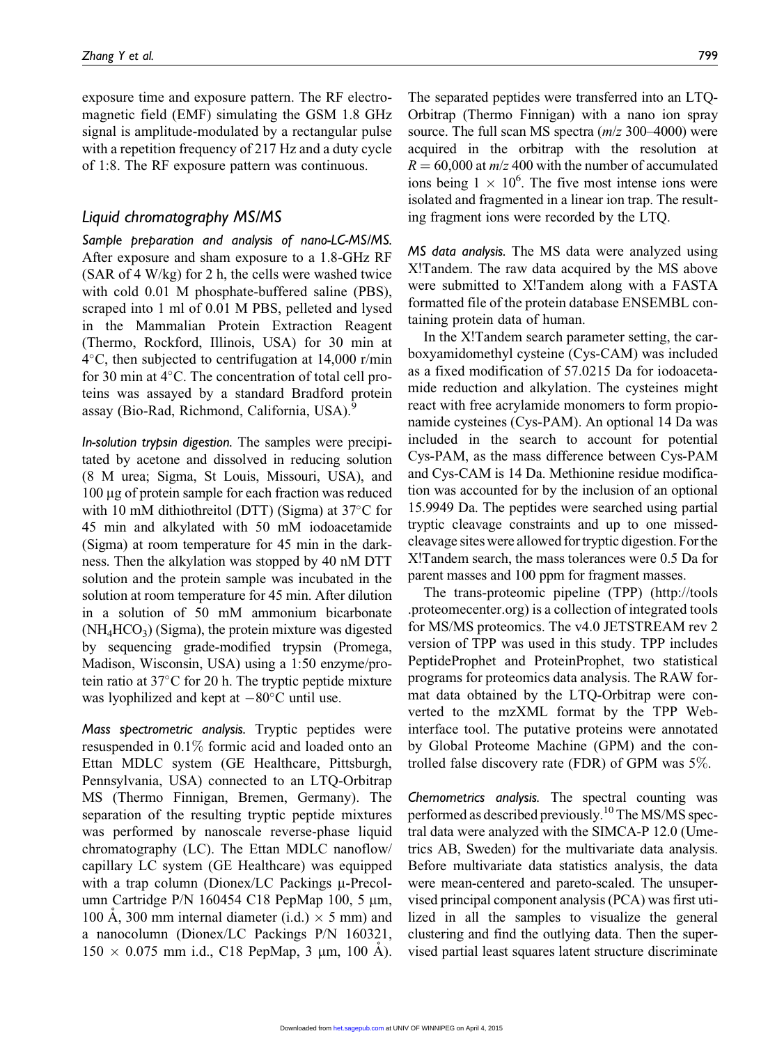exposure time and exposure pattern. The RF electromagnetic field (EMF) simulating the GSM 1.8 GHz signal is amplitude-modulated by a rectangular pulse with a repetition frequency of 217 Hz and a duty cycle of 1:8. The RF exposure pattern was continuous.

## Liquid chromatography MS/MS

*Sample preparation and analysis of nano-LC-MS/MS.* After exposure and sham exposure to a 1.8-GHz RF (SAR of 4 W/kg) for 2 h, the cells were washed twice with cold 0.01 M phosphate-buffered saline (PBS), scraped into 1 ml of 0.01 M PBS, pelleted and lysed in the Mammalian Protein Extraction Reagent (Thermo, Rockford, Illinois, USA) for 30 min at 4°C, then subjected to centrifugation at 14,000 r/min for 30 min at 4°C. The concentration of total cell proteins was assayed by a standard Bradford protein assay (Bio-Rad, Richmond, California, USA).[9]

*In-solution trypsin digestion.* The samples were precipitated by acetone and dissolved in reducing solution (8 M urea; Sigma, St Louis, Missouri, USA), and 100 μg of protein sample for each fraction was reduced with 10 mM dithiothreitol (DTT) (Sigma) at 37°C for 45 min and alkylated with 50 mM iodoacetamide (Sigma) at room temperature for 45 min in the darkness. Then the alkylation was stopped by 40 nM DTT solution and the protein sample was incubated in the solution at room temperature for 45 min. After dilution in a solution of 50 mM ammonium bicarbonate ($NH_4HCO_3$) (Sigma), the protein mixture was digested by sequencing grade-modified trypsin (Promega, Madison, Wisconsin, USA) using a 1:50 enzyme/protein ratio at 37°C for 20 h. The tryptic peptide mixture was lyophilized and kept at −80°C until use.

*Mass spectrometric analysis.* Tryptic peptides were resuspended in 0.1% formic acid and loaded onto an Ettan MDLC system (GE Healthcare, Pittsburgh, Pennsylvania, USA) connected to an LTQ-Orbitrap MS (Thermo Finnigan, Bremen, Germany). The separation of the resulting tryptic peptide mixtures was performed by nanoscale reverse-phase liquid chromatography (LC). The Ettan MDLC nanoflow/capillary LC system (GE Healthcare) was equipped with a trap column (Dionex/LC Packings μ-Precolumn Cartridge P/N 160454 C18 PepMap 100, 5 μm, 100 Å, 300 mm internal diameter (i.d.) × 5 mm) and a nanocolumn (Dionex/LC Packings P/N 160321, 150 × 0.075 mm i.d., C18 PepMap, 3 μm, 100 Å). The separated peptides were transferred into an LTQ-Orbitrap (Thermo Finnigan) with a nano ion spray source. The full scan MS spectra (*m/z* 300–4000) were acquired in the orbitrap with the resolution at $R = 60{,}000$ at *m/z* 400 with the number of accumulated ions being $1 \times 10^6$. The five most intense ions were isolated and fragmented in a linear ion trap. The resulting fragment ions were recorded by the LTQ.

*MS data analysis.* The MS data were analyzed using X!Tandem. The raw data acquired by the MS above were submitted to X!Tandem along with a FASTA formatted file of the protein database ENSEMBL containing protein data of human.

In the X!Tandem search parameter setting, the carboxyamidomethyl cysteine (Cys-CAM) was included as a fixed modification of 57.0215 Da for iodoacetamide reduction and alkylation. The cysteines might react with free acrylamide monomers to form propionamide cysteines (Cys-PAM). An optional 14 Da was included in the search to account for potential Cys-PAM, as the mass difference between Cys-PAM and Cys-CAM is 14 Da. Methionine residue modification was accounted for by the inclusion of an optional 15.9949 Da. The peptides were searched using partial tryptic cleavage constraints and up to one missed-cleavage sites were allowed for tryptic digestion. For the X!Tandem search, the mass tolerances were 0.5 Da for parent masses and 100 ppm for fragment masses.

The trans-proteomic pipeline (TPP) (http://tools.proteomecenter.org) is a collection of integrated tools for MS/MS proteomics. The v4.0 JETSTREAM rev 2 version of TPP was used in this study. TPP includes PeptideProphet and ProteinProphet, two statistical programs for proteomics data analysis. The RAW format data obtained by the LTQ-Orbitrap were converted to the mzXML format by the TPP Web-interface tool. The putative proteins were annotated by Global Proteome Machine (GPM) and the controlled false discovery rate (FDR) of GPM was 5%.

*Chemometrics analysis.* The spectral counting was performed as described previously.[10] The MS/MS spectral data were analyzed with the SIMCA-P 12.0 (Umetrics AB, Sweden) for the multivariate data analysis. Before multivariate data statistics analysis, the data were mean-centered and pareto-scaled. The unsupervised principal component analysis (PCA) was first utilized in all the samples to visualize the general clustering and find the outlying data. Then the supervised partial least squares latent structure discriminate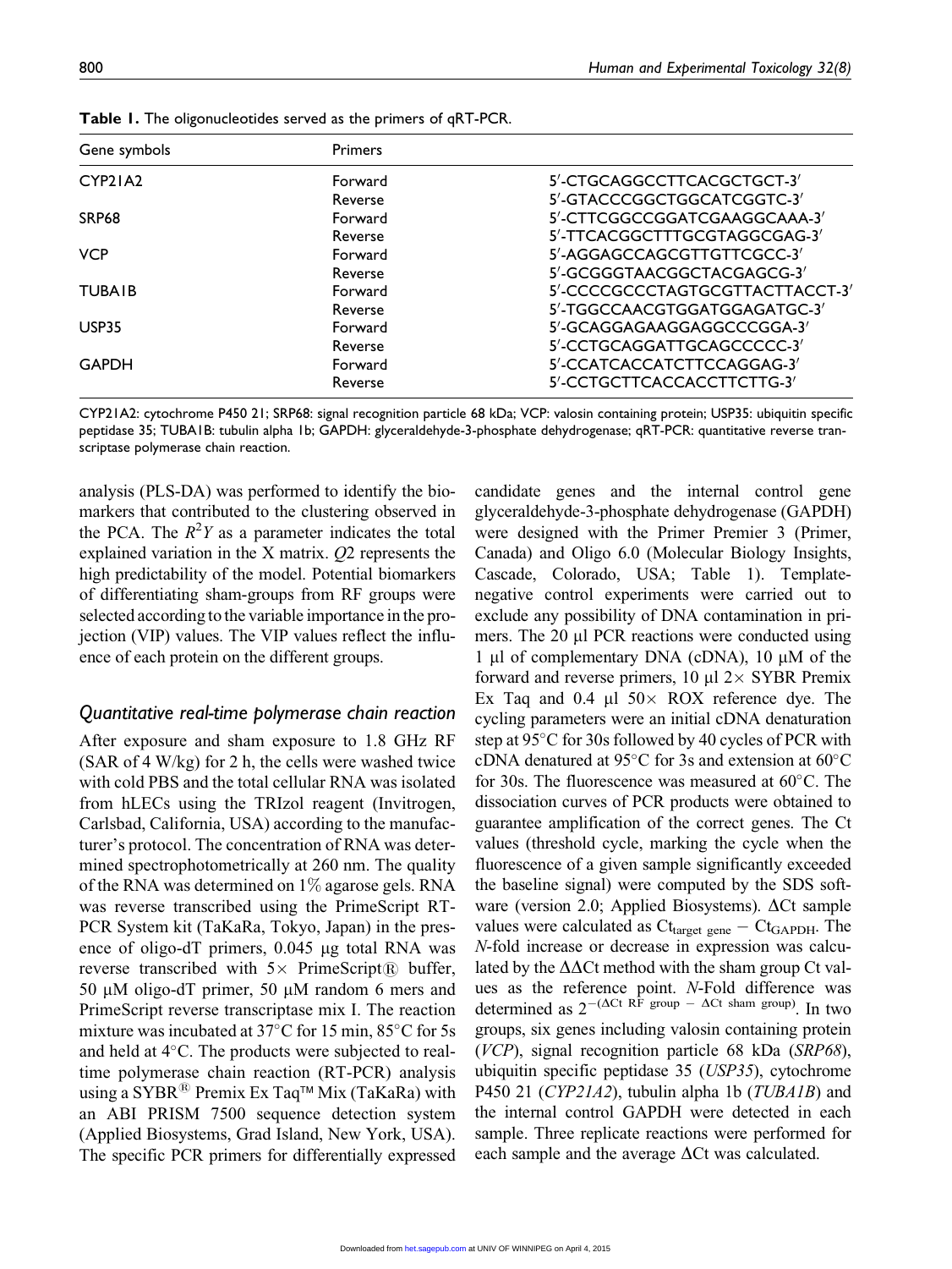**Table 1.** The oligonucleotides served as the primers of qRT-PCR.

| Gene symbols | Primers | |
|---|---|---|
| CYP21A2 | Forward | 5′-CTGCAGGCCTTCACGCTGCT-3′ |
| | Reverse | 5′-GTACCCGGCTGGCATCGGTC-3′ |
| SRP68 | Forward | 5′-CTTCGGCCGGATCGAAGGCAAA-3′ |
| | Reverse | 5′-TTCACGGCTTTGCGTAGGCGAG-3′ |
| VCP | Forward | 5′-AGGAGCCAGCGTTGTTCGCC-3′ |
| | Reverse | 5′-GCGGGTAACGGCTACGAGCG-3′ |
| TUBA1B | Forward | 5′-CCCCGCCCTAGTGCGTTACTTACCT-3′ |
| | Reverse | 5′-TGGCCAACGTGGATGGAGATGC-3′ |
| USP35 | Forward | 5′-GCAGGAGAAGGAGGCCCGGA-3′ |
| | Reverse | 5′-CCTGCAGGATTGCAGCCCCC-3′ |
| GAPDH | Forward | 5′-CCATCACCATCTTCCAGGAG-3′ |
| | Reverse | 5′-CCTGCTTCACCACCTTCTTG-3′ |

CYP21A2: cytochrome P450 21; SRP68: signal recognition particle 68 kDa; VCP: valosin containing protein; USP35: ubiquitin specific peptidase 35; TUBA1B: tubulin alpha 1b; GAPDH: glyceraldehyde-3-phosphate dehydrogenase; qRT-PCR: quantitative reverse transcriptase polymerase chain reaction.

analysis (PLS-DA) was performed to identify the biomarkers that contributed to the clustering observed in the PCA. The $R^2Y$ as a parameter indicates the total explained variation in the X matrix. $Q2$ represents the high predictability of the model. Potential biomarkers of differentiating sham-groups from RF groups were selected according to the variable importance in the projection (VIP) values. The VIP values reflect the influence of each protein on the different groups.

### Quantitative real-time polymerase chain reaction

After exposure and sham exposure to 1.8 GHz RF (SAR of 4 W/kg) for 2 h, the cells were washed twice with cold PBS and the total cellular RNA was isolated from hLECs using the TRIzol reagent (Invitrogen, Carlsbad, California, USA) according to the manufacturer's protocol. The concentration of RNA was determined spectrophotometrically at 260 nm. The quality of the RNA was determined on 1% agarose gels. RNA was reverse transcribed using the PrimeScript RT-PCR System kit (TaKaRa, Tokyo, Japan) in the presence of oligo-dT primers, 0.045 μg total RNA was reverse transcribed with 5× PrimeScript® buffer, 50 μM oligo-dT primer, 50 μM random 6 mers and PrimeScript reverse transcriptase mix I. The reaction mixture was incubated at 37°C for 15 min, 85°C for 5s and held at 4°C. The products were subjected to real-time polymerase chain reaction (RT-PCR) analysis using a SYBR® Premix Ex Taq™ Mix (TaKaRa) with an ABI PRISM 7500 sequence detection system (Applied Biosystems, Grad Island, New York, USA). The specific PCR primers for differentially expressed candidate genes and the internal control gene glyceraldehyde-3-phosphate dehydrogenase (GAPDH) were designed with the Primer Premier 3 (Primer, Canada) and Oligo 6.0 (Molecular Biology Insights, Cascade, Colorado, USA; Table 1). Template-negative control experiments were carried out to exclude any possibility of DNA contamination in primers. The 20 μl PCR reactions were conducted using 1 μl of complementary DNA (cDNA), 10 μM of the forward and reverse primers, 10 μl 2× SYBR Premix Ex Taq and 0.4 μl 50× ROX reference dye. The cycling parameters were an initial cDNA denaturation step at 95°C for 30s followed by 40 cycles of PCR with cDNA denatured at 95°C for 3s and extension at 60°C for 30s. The fluorescence was measured at 60°C. The dissociation curves of PCR products were obtained to guarantee amplification of the correct genes. The Ct values (threshold cycle, marking the cycle when the fluorescence of a given sample significantly exceeded the baseline signal) were computed by the SDS software (version 2.0; Applied Biosystems). ΔCt sample values were calculated as $Ct_{target\ gene} - Ct_{GAPDH}$. The *N*-fold increase or decrease in expression was calculated by the ΔΔCt method with the sham group Ct values as the reference point. *N*-Fold difference was determined as $2^{-(\Delta Ct\ RF\ group\ -\ \Delta Ct\ sham\ group)}$. In two groups, six genes including valosin containing protein (*VCP*), signal recognition particle 68 kDa (*SRP68*), ubiquitin specific peptidase 35 (*USP35*), cytochrome P450 21 (*CYP21A2*), tubulin alpha 1b (*TUBA1B*) and the internal control GAPDH were detected in each sample. Three replicate reactions were performed for each sample and the average ΔCt was calculated.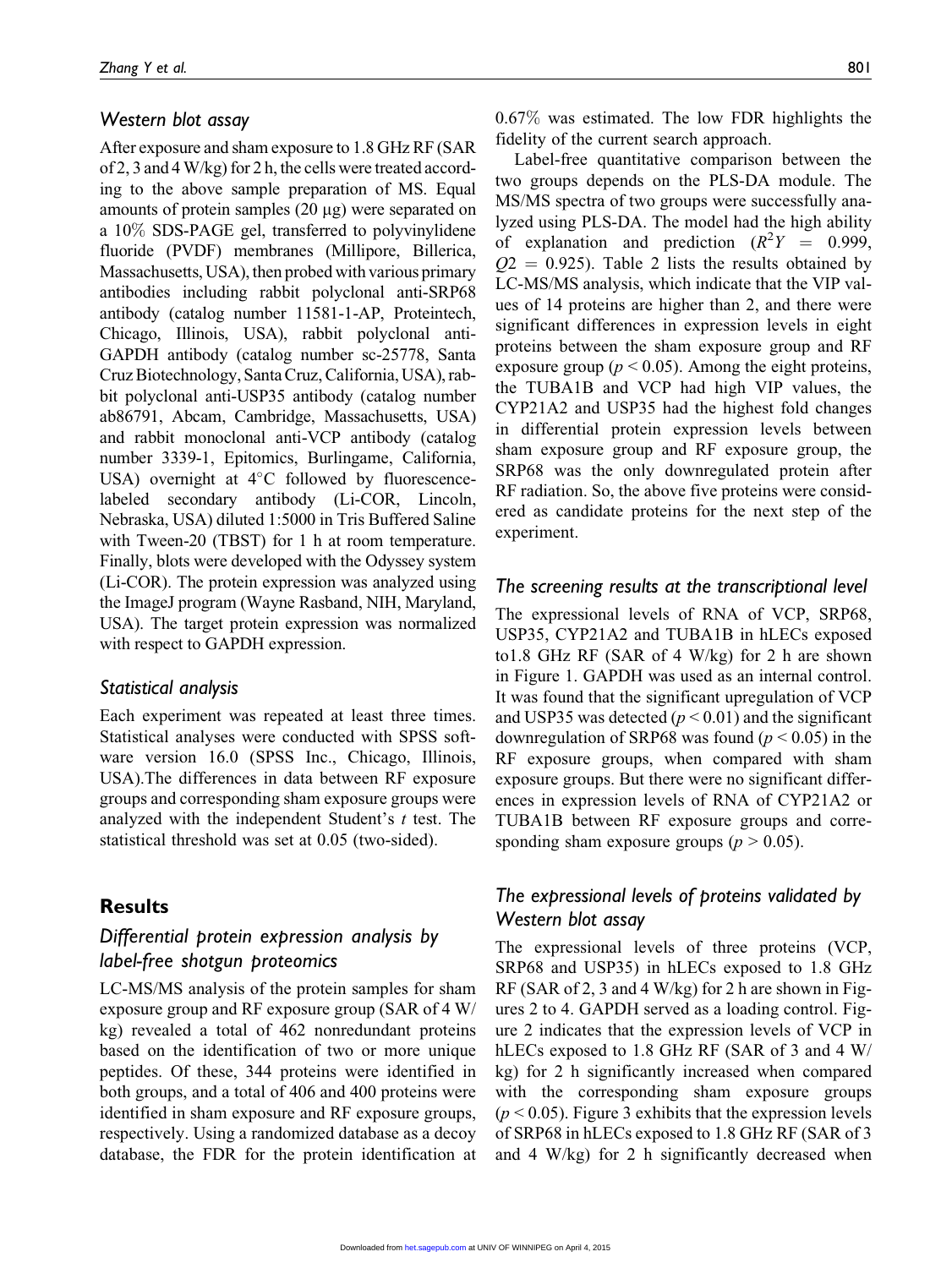### Western blot assay

After exposure and sham exposure to 1.8 GHz RF (SAR of 2, 3 and 4 W/kg) for 2 h, the cells were treated according to the above sample preparation of MS. Equal amounts of protein samples (20 μg) were separated on a 10% SDS-PAGE gel, transferred to polyvinylidene fluoride (PVDF) membranes (Millipore, Billerica, Massachusetts, USA), then probed with various primary antibodies including rabbit polyclonal anti-SRP68 antibody (catalog number 11581-1-AP, Proteintech, Chicago, Illinois, USA), rabbit polyclonal anti-GAPDH antibody (catalog number sc-25778, Santa Cruz Biotechnology, Santa Cruz, California, USA), rabbit polyclonal anti-USP35 antibody (catalog number ab86791, Abcam, Cambridge, Massachusetts, USA) and rabbit monoclonal anti-VCP antibody (catalog number 3339-1, Epitomics, Burlingame, California, USA) overnight at 4°C followed by fluorescence-labeled secondary antibody (Li-COR, Lincoln, Nebraska, USA) diluted 1:5000 in Tris Buffered Saline with Tween-20 (TBST) for 1 h at room temperature. Finally, blots were developed with the Odyssey system (Li-COR). The protein expression was analyzed using the ImageJ program (Wayne Rasband, NIH, Maryland, USA). The target protein expression was normalized with respect to GAPDH expression.

### Statistical analysis

Each experiment was repeated at least three times. Statistical analyses were conducted with SPSS software version 16.0 (SPSS Inc., Chicago, Illinois, USA).The differences in data between RF exposure groups and corresponding sham exposure groups were analyzed with the independent Student's *t* test. The statistical threshold was set at 0.05 (two-sided).

## Results

### Differential protein expression analysis by label-free shotgun proteomics

LC-MS/MS analysis of the protein samples for sham exposure group and RF exposure group (SAR of 4 W/kg) revealed a total of 462 nonredundant proteins based on the identification of two or more unique peptides. Of these, 344 proteins were identified in both groups, and a total of 406 and 400 proteins were identified in sham exposure and RF exposure groups, respectively. Using a randomized database as a decoy database, the FDR for the protein identification at 0.67% was estimated. The low FDR highlights the fidelity of the current search approach.

Label-free quantitative comparison between the two groups depends on the PLS-DA module. The MS/MS spectra of two groups were successfully analyzed using PLS-DA. The model had the high ability of explanation and prediction ($R^2Y = 0.999$, $Q2 = 0.925$). Table 2 lists the results obtained by LC-MS/MS analysis, which indicate that the VIP values of 14 proteins are higher than 2, and there were significant differences in expression levels in eight proteins between the sham exposure group and RF exposure group ($p < 0.05$). Among the eight proteins, the TUBA1B and VCP had high VIP values, the CYP21A2 and USP35 had the highest fold changes in differential protein expression levels between sham exposure group and RF exposure group, the SRP68 was the only downregulated protein after RF radiation. So, the above five proteins were considered as candidate proteins for the next step of the experiment.

### The screening results at the transcriptional level

The expressional levels of RNA of VCP, SRP68, USP35, CYP21A2 and TUBA1B in hLECs exposed to1.8 GHz RF (SAR of 4 W/kg) for 2 h are shown in Figure 1. GAPDH was used as an internal control. It was found that the significant upregulation of VCP and USP35 was detected ($p < 0.01$) and the significant downregulation of SRP68 was found ($p < 0.05$) in the RF exposure groups, when compared with sham exposure groups. But there were no significant differences in expression levels of RNA of CYP21A2 or TUBA1B between RF exposure groups and corresponding sham exposure groups ($p > 0.05$).

### The expressional levels of proteins validated by Western blot assay

The expressional levels of three proteins (VCP, SRP68 and USP35) in hLECs exposed to 1.8 GHz RF (SAR of 2, 3 and 4 W/kg) for 2 h are shown in Figures 2 to 4. GAPDH served as a loading control. Figure 2 indicates that the expression levels of VCP in hLECs exposed to 1.8 GHz RF (SAR of 3 and 4 W/kg) for 2 h significantly increased when compared with the corresponding sham exposure groups ($p < 0.05$). Figure 3 exhibits that the expression levels of SRP68 in hLECs exposed to 1.8 GHz RF (SAR of 3 and 4 W/kg) for 2 h significantly decreased when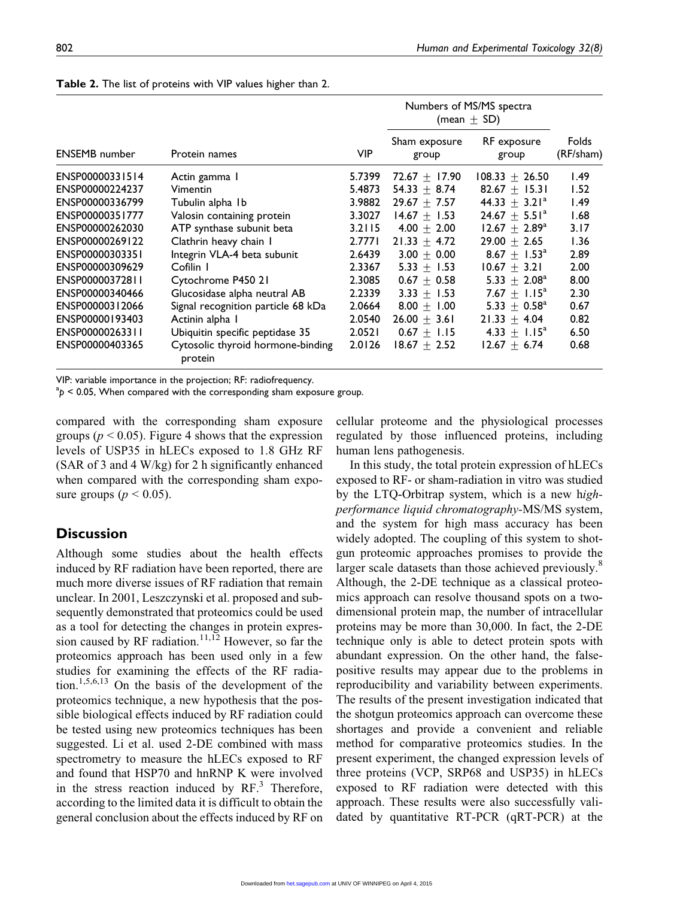**Table 2.** The list of proteins with VIP values higher than 2.

| ENSEMB number | Protein names | VIP | Numbers of MS/MS spectra (mean ± SD) | | Folds (RF/sham) |
|---|---|---|---|---|---|
| | | | Sham exposure group | RF exposure group | |
| ENSP00000331514 | Actin gamma 1 | 5.7399 | 72.67 ± 17.90 | 108.33 ± 26.50 | 1.49 |
| ENSP00000224237 | Vimentin | 5.4873 | 54.33 ± 8.74 | 82.67 ± 15.31 | 1.52 |
| ENSP00000336799 | Tubulin alpha 1b | 3.9882 | 29.67 ± 7.57 | 44.33 ± 3.21[a] | 1.49 |
| ENSP00000351777 | Valosin containing protein | 3.3027 | 14.67 ± 1.53 | 24.67 ± 5.51[a] | 1.68 |
| ENSP00000262030 | ATP synthase subunit beta | 3.2115 | 4.00 ± 2.00 | 12.67 ± 2.89[a] | 3.17 |
| ENSP00000269122 | Clathrin heavy chain 1 | 2.7771 | 21.33 ± 4.72 | 29.00 ± 2.65 | 1.36 |
| ENSP00000303351 | Integrin VLA-4 beta subunit | 2.6439 | 3.00 ± 0.00 | 8.67 ± 1.53[a] | 2.89 |
| ENSP00000309629 | Cofilin 1 | 2.3367 | 5.33 ± 1.53 | 10.67 ± 3.21 | 2.00 |
| ENSP00000372811 | Cytochrome P450 21 | 2.3085 | 0.67 ± 0.58 | 5.33 ± 2.08[a] | 8.00 |
| ENSP00000340466 | Glucosidase alpha neutral AB | 2.2339 | 3.33 ± 1.53 | 7.67 ± 1.15[a] | 2.30 |
| ENSP00000312066 | Signal recognition particle 68 kDa | 2.0664 | 8.00 ± 1.00 | 5.33 ± 0.58[a] | 0.67 |
| ENSP00000193403 | Actinin alpha 1 | 2.0540 | 26.00 ± 3.61 | 21.33 ± 4.04 | 0.82 |
| ENSP00000263311 | Ubiquitin specific peptidase 35 | 2.0521 | 0.67 ± 1.15 | 4.33 ± 1.15[a] | 6.50 |
| ENSP00000403365 | Cytosolic thyroid hormone-binding protein | 2.0126 | 18.67 ± 2.52 | 12.67 ± 6.74 | 0.68 |

VIP: variable importance in the projection; RF: radiofrequency.
[a] $p < 0.05$, When compared with the corresponding sham exposure group.

compared with the corresponding sham exposure groups ($p < 0.05$). Figure 4 shows that the expression levels of USP35 in hLECs exposed to 1.8 GHz RF (SAR of 3 and 4 W/kg) for 2 h significantly enhanced when compared with the corresponding sham exposure groups ($p < 0.05$).

## Discussion

Although some studies about the health effects induced by RF radiation have been reported, there are much more diverse issues of RF radiation that remain unclear. In 2001, Leszczynski et al. proposed and subsequently demonstrated that proteomics could be used as a tool for detecting the changes in protein expression caused by RF radiation.[11,12] However, so far the proteomics approach has been used only in a few studies for examining the effects of the RF radiation.[1,5,6,13] On the basis of the development of the proteomics technique, a new hypothesis that the possible biological effects induced by RF radiation could be tested using new proteomics techniques has been suggested. Li et al. used 2-DE combined with mass spectrometry to measure the hLECs exposed to RF and found that HSP70 and hnRNP K were involved in the stress reaction induced by RF.[3] Therefore, according to the limited data it is difficult to obtain the general conclusion about the effects induced by RF on cellular proteome and the physiological processes regulated by those influenced proteins, including human lens pathogenesis.

In this study, the total protein expression of hLECs exposed to RF- or sham-radiation in vitro was studied by the LTQ-Orbitrap system, which is a new h*igh-performance liquid chromatography*-MS/MS system, and the system for high mass accuracy has been widely adopted. The coupling of this system to shotgun proteomic approaches promises to provide the larger scale datasets than those achieved previously.[8] Although, the 2-DE technique as a classical proteomics approach can resolve thousand spots on a two-dimensional protein map, the number of intracellular proteins may be more than 30,000. In fact, the 2-DE technique only is able to detect protein spots with abundant expression. On the other hand, the false-positive results may appear due to the problems in reproducibility and variability between experiments. The results of the present investigation indicated that the shotgun proteomics approach can overcome these shortages and provide a convenient and reliable method for comparative proteomics studies. In the present experiment, the changed expression levels of three proteins (VCP, SRP68 and USP35) in hLECs exposed to RF radiation were detected with this approach. These results were also successfully validated by quantitative RT-PCR (qRT-PCR) at the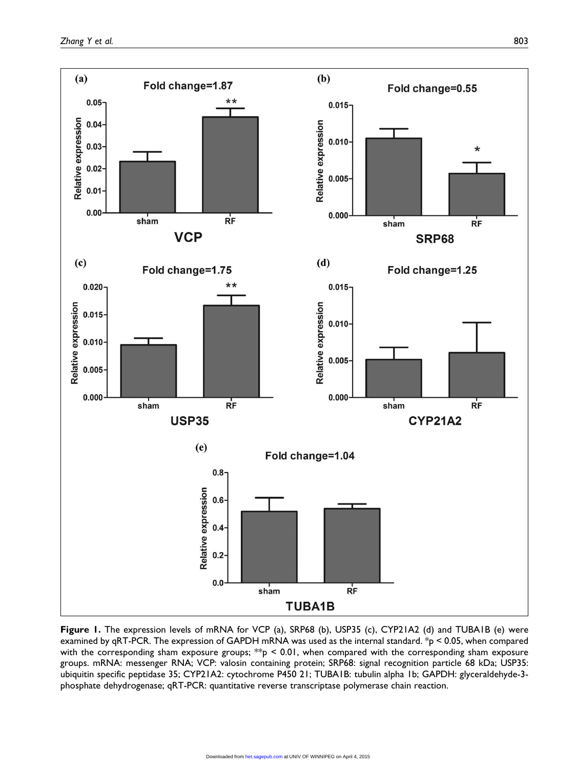**Figure 1.** The expression levels of mRNA for VCP (a), SRP68 (b), USP35 (c), CYP21A2 (d) and TUBA1B (e) were examined by qRT-PCR. The expression of GAPDH mRNA was used as the internal standard. *p < 0.05, when compared with the corresponding sham exposure groups; **p < 0.01, when compared with the corresponding sham exposure groups. mRNA: messenger RNA; VCP: valosin containing protein; SRP68: signal recognition particle 68 kDa; USP35: ubiquitin specific peptidase 35; CYP21A2: cytochrome P450 21; TUBA1B: tubulin alpha 1b; GAPDH: glyceraldehyde-3-phosphate dehydrogenase; qRT-PCR: quantitative reverse transcriptase polymerase chain reaction.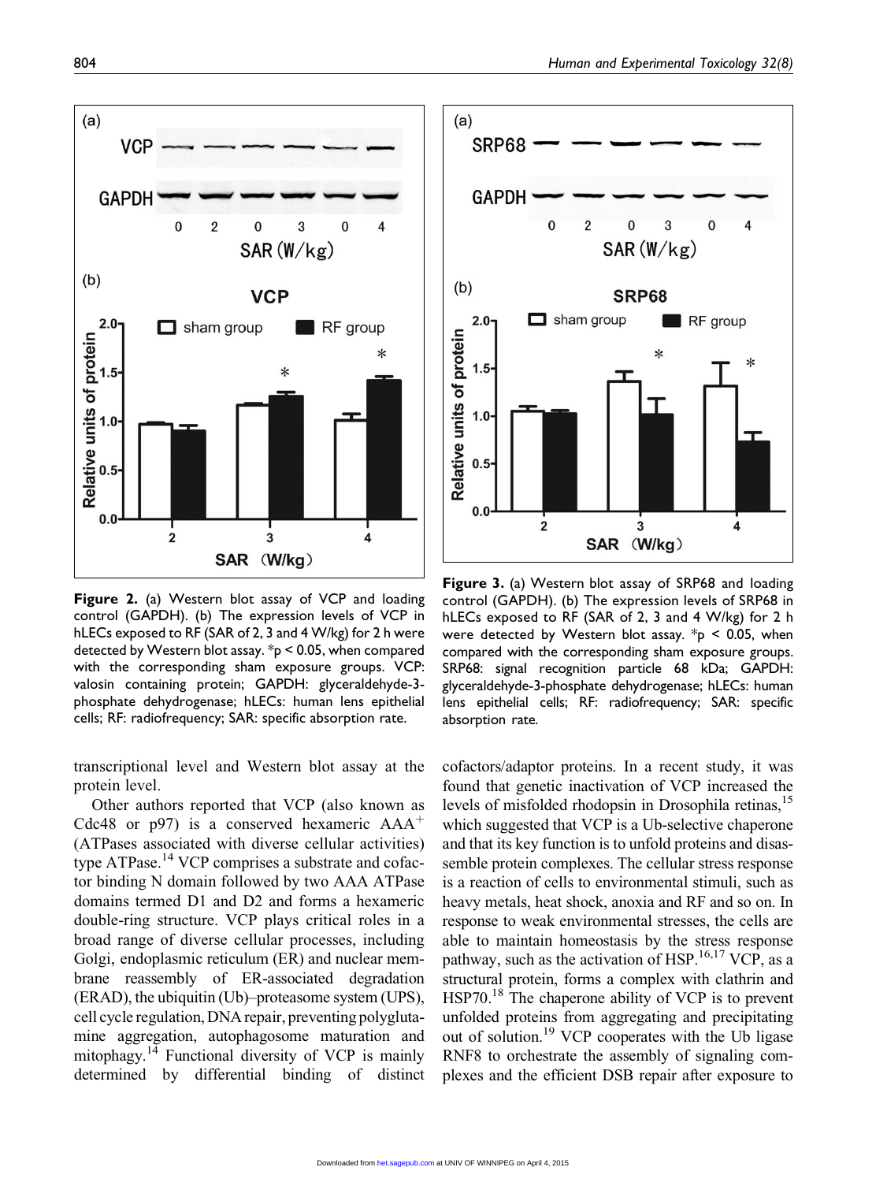**Figure 2.** (a) Western blot assay of VCP and loading control (GAPDH). (b) The expression levels of VCP in hLECs exposed to RF (SAR of 2, 3 and 4 W/kg) for 2 h were detected by Western blot assay. *$p < 0.05$, when compared with the corresponding sham exposure groups. VCP: valosin containing protein; GAPDH: glyceraldehyde-3-phosphate dehydrogenase; hLECs: human lens epithelial cells; RF: radiofrequency; SAR: specific absorption rate.

**Figure 3.** (a) Western blot assay of SRP68 and loading control (GAPDH). (b) The expression levels of SRP68 in hLECs exposed to RF (SAR of 2, 3 and 4 W/kg) for 2 h were detected by Western blot assay. *$p < 0.05$, when compared with the corresponding sham exposure groups. SRP68: signal recognition particle 68 kDa; GAPDH: glyceraldehyde-3-phosphate dehydrogenase; hLECs: human lens epithelial cells; RF: radiofrequency; SAR: specific absorption rate.

transcriptional level and Western blot assay at the protein level.

Other authors reported that VCP (also known as Cdc48 or p97) is a conserved hexameric AAA$^{+}$ (ATPases associated with diverse cellular activities) type ATPase.[14] VCP comprises a substrate and cofactor binding N domain followed by two AAA ATPase domains termed D1 and D2 and forms a hexameric double-ring structure. VCP plays critical roles in a broad range of diverse cellular processes, including Golgi, endoplasmic reticulum (ER) and nuclear membrane reassembly of ER-associated degradation (ERAD), the ubiquitin (Ub)–proteasome system (UPS), cell cycle regulation, DNA repair, preventing polyglutamine aggregation, autophagosome maturation and mitophagy.[14] Functional diversity of VCP is mainly determined by differential binding of distinct cofactors/adaptor proteins. In a recent study, it was found that genetic inactivation of VCP increased the levels of misfolded rhodopsin in Drosophila retinas,[15] which suggested that VCP is a Ub-selective chaperone and that its key function is to unfold proteins and disassemble protein complexes. The cellular stress response is a reaction of cells to environmental stimuli, such as heavy metals, heat shock, anoxia and RF and so on. In response to weak environmental stresses, the cells are able to maintain homeostasis by the stress response pathway, such as the activation of HSP.[16,17] VCP, as a structural protein, forms a complex with clathrin and HSP70.[18] The chaperone ability of VCP is to prevent unfolded proteins from aggregating and precipitating out of solution.[19] VCP cooperates with the Ub ligase RNF8 to orchestrate the assembly of signaling complexes and the efficient DSB repair after exposure to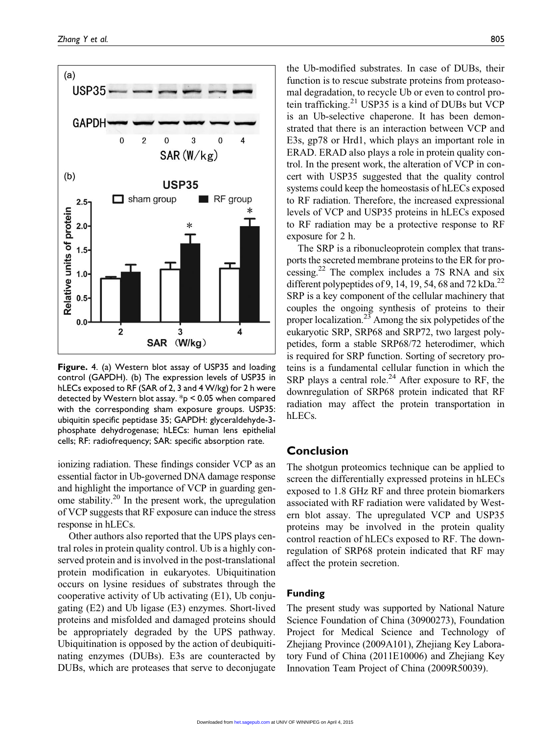Figure. 4. (a) Western blot assay of USP35 and loading control (GAPDH). (b) The expression levels of USP35 in hLECs exposed to RF (SAR of 2, 3 and 4 W/kg) for 2 h were detected by Western blot assay. *p < 0.05 when compared with the corresponding sham exposure groups. USP35: ubiquitin specific peptidase 35; GAPDH: glyceraldehyde-3-phosphate dehydrogenase; hLECs: human lens epithelial cells; RF: radiofrequency; SAR: specific absorption rate.

ionizing radiation. These findings consider VCP as an essential factor in Ub-governed DNA damage response and highlight the importance of VCP in guarding genome stability.[20] In the present work, the upregulation of VCP suggests that RF exposure can induce the stress response in hLECs.

Other authors also reported that the UPS plays central roles in protein quality control. Ub is a highly conserved protein and is involved in the post-translational protein modification in eukaryotes. Ubiquitination occurs on lysine residues of substrates through the cooperative activity of Ub activating (E1), Ub conjugating (E2) and Ub ligase (E3) enzymes. Short-lived proteins and misfolded and damaged proteins should be appropriately degraded by the UPS pathway. Ubiquitination is opposed by the action of deubiquitinating enzymes (DUBs). E3s are counteracted by DUBs, which are proteases that serve to deconjugate the Ub-modified substrates. In case of DUBs, their function is to rescue substrate proteins from proteasomal degradation, to recycle Ub or even to control protein trafficking.[21] USP35 is a kind of DUBs but VCP is an Ub-selective chaperone. It has been demonstrated that there is an interaction between VCP and E3s, gp78 or Hrd1, which plays an important role in ERAD. ERAD also plays a role in protein quality control. In the present work, the alteration of VCP in concert with USP35 suggested that the quality control systems could keep the homeostasis of hLECs exposed to RF radiation. Therefore, the increased expressional levels of VCP and USP35 proteins in hLECs exposed to RF radiation may be a protective response to RF exposure for 2 h.

The SRP is a ribonucleoprotein complex that transports the secreted membrane proteins to the ER for processing.[22] The complex includes a 7S RNA and six different polypeptides of 9, 14, 19, 54, 68 and 72 kDa.[22] SRP is a key component of the cellular machinery that couples the ongoing synthesis of proteins to their proper localization.[23] Among the six polypeptides of the eukaryotic SRP, SRP68 and SRP72, two largest polypeptides, form a stable SRP68/72 heterodimer, which is required for SRP function. Sorting of secretory proteins is a fundamental cellular function in which the SRP plays a central role.[24] After exposure to RF, the downregulation of SRP68 protein indicated that RF radiation may affect the protein transportation in hLECs.

## Conclusion

The shotgun proteomics technique can be applied to screen the differentially expressed proteins in hLECs exposed to 1.8 GHz RF and three protein biomarkers associated with RF radiation were validated by Western blot assay. The upregulated VCP and USP35 proteins may be involved in the protein quality control reaction of hLECs exposed to RF. The downregulation of SRP68 protein indicated that RF may affect the protein secretion.

### Funding

The present study was supported by National Nature Science Foundation of China (30900273), Foundation Project for Medical Science and Technology of Zhejiang Province (2009A101), Zhejiang Key Laboratory Fund of China (2011E10006) and Zhejiang Key Innovation Team Project of China (2009R50039).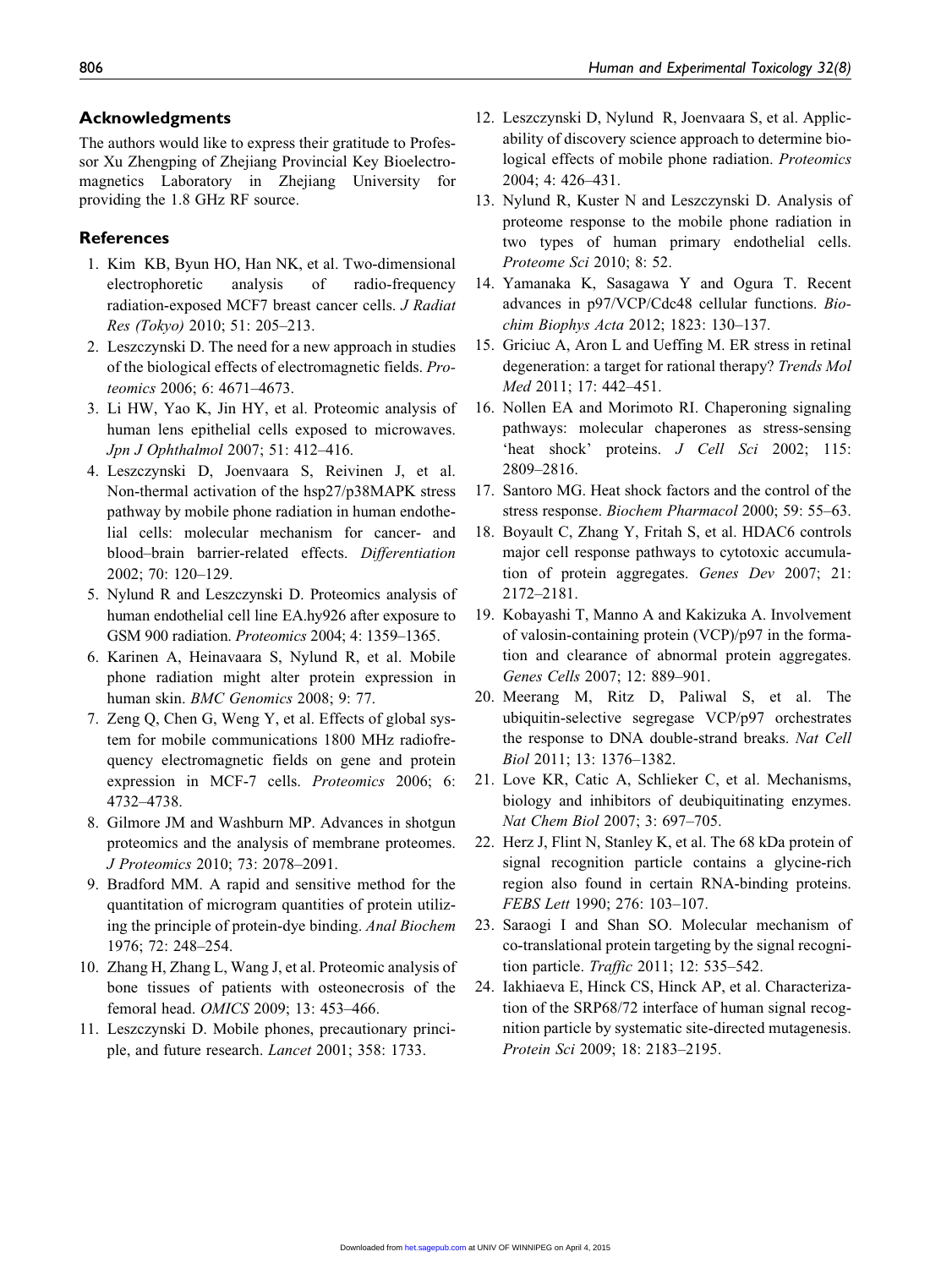## Acknowledgments

The authors would like to express their gratitude to Professor Xu Zhengping of Zhejiang Provincial Key Bioelectromagnetics Laboratory in Zhejiang University for providing the 1.8 GHz RF source.

## References

1. Kim KB, Byun HO, Han NK, et al. Two-dimensional electrophoretic analysis of radio-frequency radiation-exposed MCF7 breast cancer cells. *J Radiat Res (Tokyo)* 2010; 51: 205–213.
2. Leszczynski D. The need for a new approach in studies of the biological effects of electromagnetic fields. *Proteomics* 2006; 6: 4671–4673.
3. Li HW, Yao K, Jin HY, et al. Proteomic analysis of human lens epithelial cells exposed to microwaves. *Jpn J Ophthalmol* 2007; 51: 412–416.
4. Leszczynski D, Joenvaara S, Reivinen J, et al. Non-thermal activation of the hsp27/p38MAPK stress pathway by mobile phone radiation in human endothelial cells: molecular mechanism for cancer- and blood–brain barrier-related effects. *Differentiation* 2002; 70: 120–129.
5. Nylund R and Leszczynski D. Proteomics analysis of human endothelial cell line EA.hy926 after exposure to GSM 900 radiation. *Proteomics* 2004; 4: 1359–1365.
6. Karinen A, Heinavaara S, Nylund R, et al. Mobile phone radiation might alter protein expression in human skin. *BMC Genomics* 2008; 9: 77.
7. Zeng Q, Chen G, Weng Y, et al. Effects of global system for mobile communications 1800 MHz radiofrequency electromagnetic fields on gene and protein expression in MCF-7 cells. *Proteomics* 2006; 6: 4732–4738.
8. Gilmore JM and Washburn MP. Advances in shotgun proteomics and the analysis of membrane proteomes. *J Proteomics* 2010; 73: 2078–2091.
9. Bradford MM. A rapid and sensitive method for the quantitation of microgram quantities of protein utilizing the principle of protein-dye binding. *Anal Biochem* 1976; 72: 248–254.
10. Zhang H, Zhang L, Wang J, et al. Proteomic analysis of bone tissues of patients with osteonecrosis of the femoral head. *OMICS* 2009; 13: 453–466.
11. Leszczynski D. Mobile phones, precautionary principle, and future research. *Lancet* 2001; 358: 1733.
12. Leszczynski D, Nylund R, Joenvaara S, et al. Applicability of discovery science approach to determine biological effects of mobile phone radiation. *Proteomics* 2004; 4: 426–431.
13. Nylund R, Kuster N and Leszczynski D. Analysis of proteome response to the mobile phone radiation in two types of human primary endothelial cells. *Proteome Sci* 2010; 8: 52.
14. Yamanaka K, Sasagawa Y and Ogura T. Recent advances in p97/VCP/Cdc48 cellular functions. *Biochim Biophys Acta* 2012; 1823: 130–137.
15. Griciuc A, Aron L and Ueffing M. ER stress in retinal degeneration: a target for rational therapy? *Trends Mol Med* 2011; 17: 442–451.
16. Nollen EA and Morimoto RI. Chaperoning signaling pathways: molecular chaperones as stress-sensing 'heat shock' proteins. *J Cell Sci* 2002; 115: 2809–2816.
17. Santoro MG. Heat shock factors and the control of the stress response. *Biochem Pharmacol* 2000; 59: 55–63.
18. Boyault C, Zhang Y, Fritah S, et al. HDAC6 controls major cell response pathways to cytotoxic accumulation of protein aggregates. *Genes Dev* 2007; 21: 2172–2181.
19. Kobayashi T, Manno A and Kakizuka A. Involvement of valosin-containing protein (VCP)/p97 in the formation and clearance of abnormal protein aggregates. *Genes Cells* 2007; 12: 889–901.
20. Meerang M, Ritz D, Paliwal S, et al. The ubiquitin-selective segregase VCP/p97 orchestrates the response to DNA double-strand breaks. *Nat Cell Biol* 2011; 13: 1376–1382.
21. Love KR, Catic A, Schlieker C, et al. Mechanisms, biology and inhibitors of deubiquitinating enzymes. *Nat Chem Biol* 2007; 3: 697–705.
22. Herz J, Flint N, Stanley K, et al. The 68 kDa protein of signal recognition particle contains a glycine-rich region also found in certain RNA-binding proteins. *FEBS Lett* 1990; 276: 103–107.
23. Saraogi I and Shan SO. Molecular mechanism of co-translational protein targeting by the signal recognition particle. *Traffic* 2011; 12: 535–542.
24. Iakhiaeva E, Hinck CS, Hinck AP, et al. Characterization of the SRP68/72 interface of human signal recognition particle by systematic site-directed mutagenesis. *Protein Sci* 2009; 18: 2183–2195.